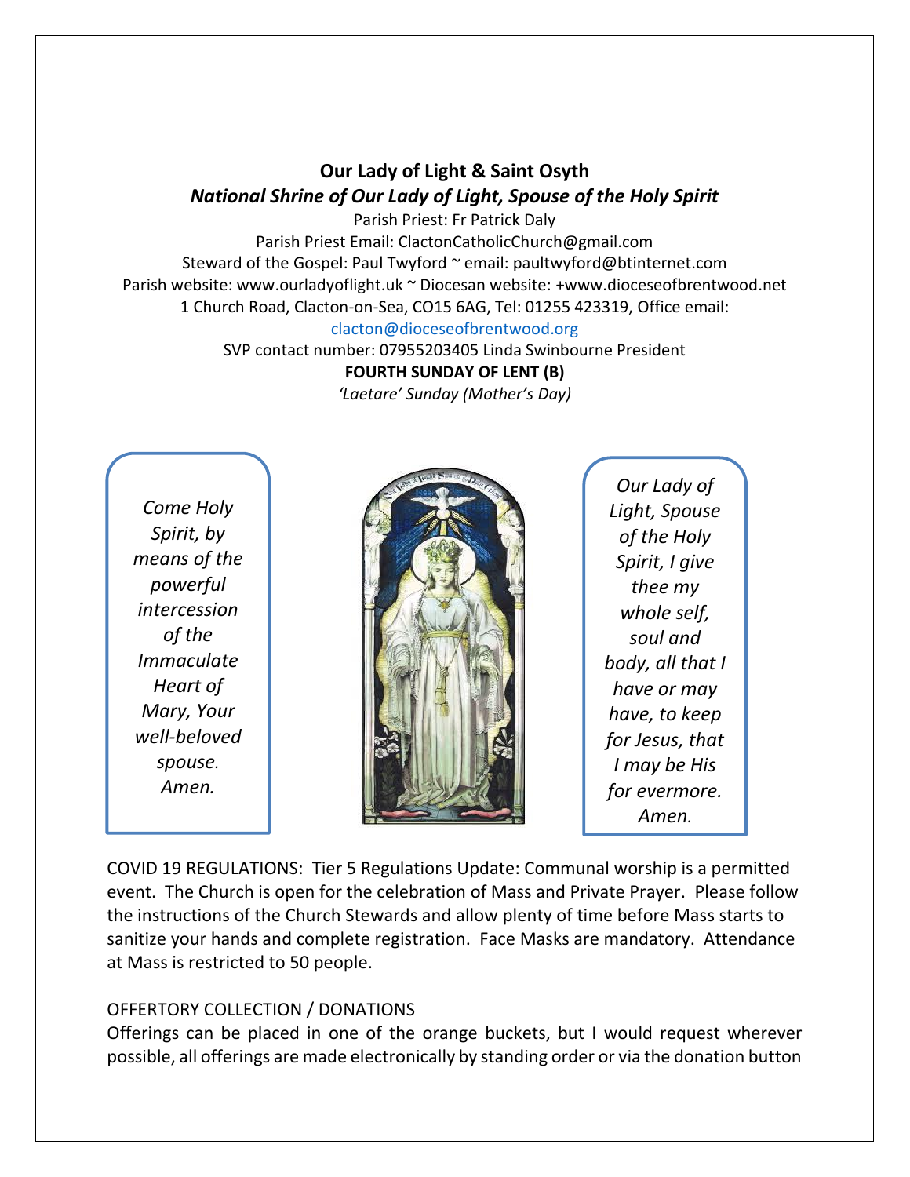# Our Lady of Light & Saint Osyth

## *National Shrine of Our Lady of Light, Spouse of the Holy Spirit*

Parish Priest: Fr Patrick Daly
Parish Priest Email: ClactonCatholicChurch@gmail.com
Steward of the Gospel: Paul Twyford ~ email: paultwyford@btinternet.com
Parish website: www.ourladyoflight.uk ~ Diocesan website: +www.dioceseofbrentwood.net
1 Church Road, Clacton-on-Sea, CO15 6AG, Tel: 01255 423319, Office email:
clacton@dioceseofbrentwood.org
SVP contact number: 07955203405 Linda Swinbourne President

**FOURTH SUNDAY OF LENT (B)**

*'Laetare' Sunday (Mother's Day)*

*Come Holy Spirit, by means of the powerful intercession of the Immaculate Heart of Mary, Your well-beloved spouse. Amen.*

*Our Lady of Light, Spouse of the Holy Spirit, I give thee my whole self, soul and body, all that I have or may have, to keep for Jesus, that I may be His for evermore. Amen.*

COVID 19 REGULATIONS: Tier 5 Regulations Update: Communal worship is a permitted event. The Church is open for the celebration of Mass and Private Prayer. Please follow the instructions of the Church Stewards and allow plenty of time before Mass starts to sanitize your hands and complete registration. Face Masks are mandatory. Attendance at Mass is restricted to 50 people.

OFFERTORY COLLECTION / DONATIONS

Offerings can be placed in one of the orange buckets, but I would request wherever possible, all offerings are made electronically by standing order or via the donation button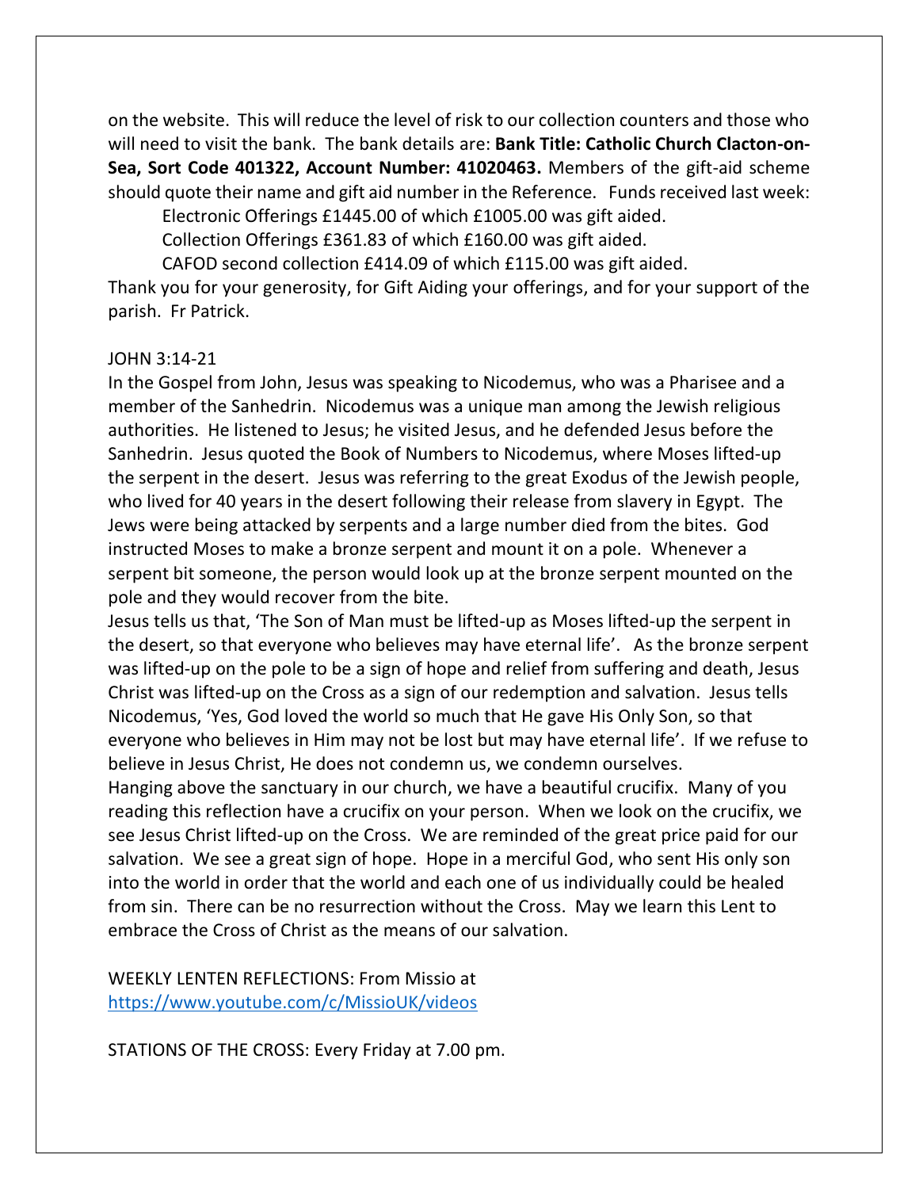on the website. This will reduce the level of risk to our collection counters and those who will need to visit the bank. The bank details are: **Bank Title: Catholic Church Clacton-on-Sea, Sort Code 401322, Account Number: 41020463.** Members of the gift-aid scheme should quote their name and gift aid number in the Reference. Funds received last week:

Electronic Offerings £1445.00 of which £1005.00 was gift aided.

Collection Offerings £361.83 of which £160.00 was gift aided.

CAFOD second collection £414.09 of which £115.00 was gift aided.

Thank you for your generosity, for Gift Aiding your offerings, and for your support of the parish. Fr Patrick.

JOHN 3:14-21

In the Gospel from John, Jesus was speaking to Nicodemus, who was a Pharisee and a member of the Sanhedrin. Nicodemus was a unique man among the Jewish religious authorities. He listened to Jesus; he visited Jesus, and he defended Jesus before the Sanhedrin. Jesus quoted the Book of Numbers to Nicodemus, where Moses lifted-up the serpent in the desert. Jesus was referring to the great Exodus of the Jewish people, who lived for 40 years in the desert following their release from slavery in Egypt. The Jews were being attacked by serpents and a large number died from the bites. God instructed Moses to make a bronze serpent and mount it on a pole. Whenever a serpent bit someone, the person would look up at the bronze serpent mounted on the pole and they would recover from the bite.

Jesus tells us that, 'The Son of Man must be lifted-up as Moses lifted-up the serpent in the desert, so that everyone who believes may have eternal life'. As the bronze serpent was lifted-up on the pole to be a sign of hope and relief from suffering and death, Jesus Christ was lifted-up on the Cross as a sign of our redemption and salvation. Jesus tells Nicodemus, 'Yes, God loved the world so much that He gave His Only Son, so that everyone who believes in Him may not be lost but may have eternal life'. If we refuse to believe in Jesus Christ, He does not condemn us, we condemn ourselves.

Hanging above the sanctuary in our church, we have a beautiful crucifix. Many of you reading this reflection have a crucifix on your person. When we look on the crucifix, we see Jesus Christ lifted-up on the Cross. We are reminded of the great price paid for our salvation. We see a great sign of hope. Hope in a merciful God, who sent His only son into the world in order that the world and each one of us individually could be healed from sin. There can be no resurrection without the Cross. May we learn this Lent to embrace the Cross of Christ as the means of our salvation.

WEEKLY LENTEN REFLECTIONS: From Missio at https://www.youtube.com/c/MissioUK/videos

STATIONS OF THE CROSS: Every Friday at 7.00 pm.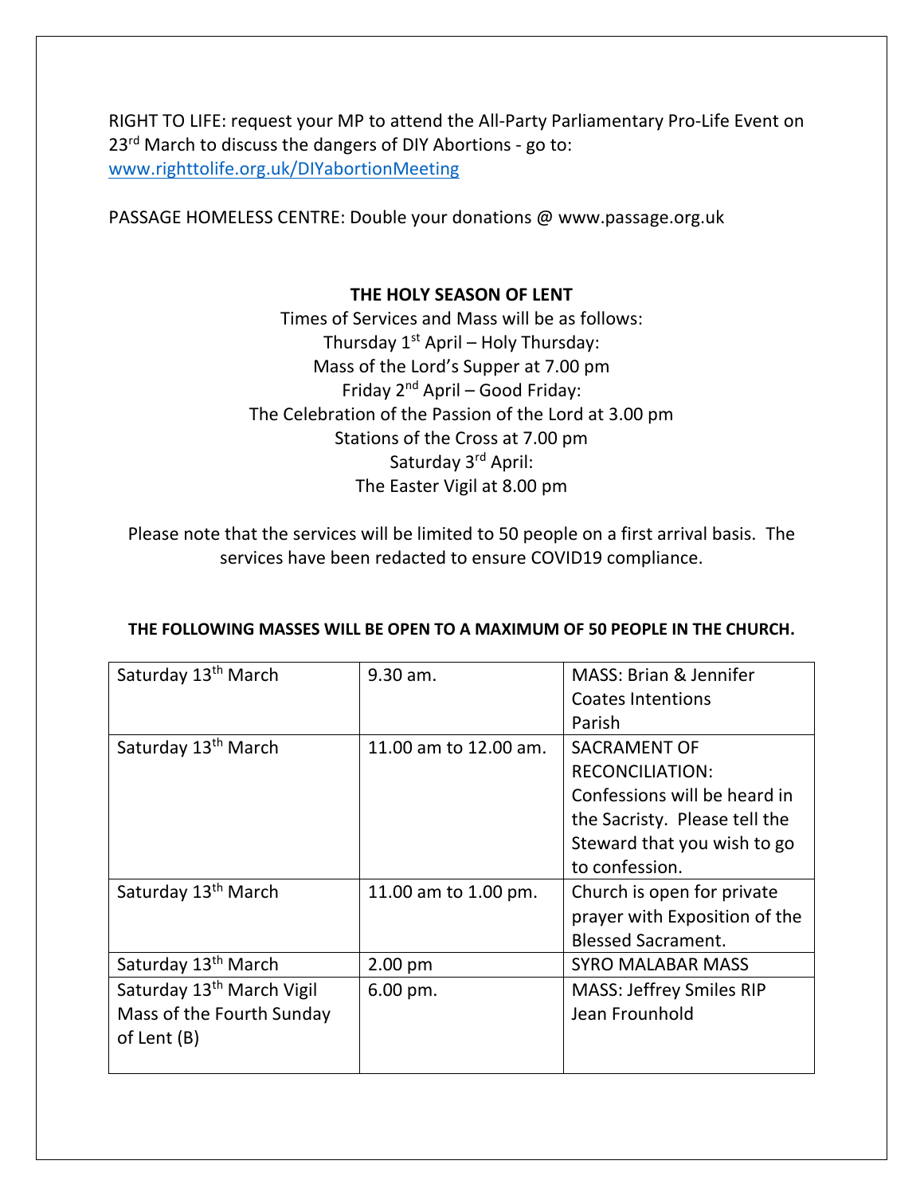RIGHT TO LIFE: request your MP to attend the All-Party Parliamentary Pro-Life Event on 23rd March to discuss the dangers of DIY Abortions - go to: [www.righttolife.org.uk/DIYabortionMeeting](www.righttolife.org.uk/DIYabortionMeeting)

PASSAGE HOMELESS CENTRE: Double your donations @ www.passage.org.uk

**THE HOLY SEASON OF LENT**

Times of Services and Mass will be as follows:
Thursday 1st April – Holy Thursday:
Mass of the Lord's Supper at 7.00 pm
Friday 2nd April – Good Friday:
The Celebration of the Passion of the Lord at 3.00 pm
Stations of the Cross at 7.00 pm
Saturday 3rd April:
The Easter Vigil at 8.00 pm

Please note that the services will be limited to 50 people on a first arrival basis. The services have been redacted to ensure COVID19 compliance.

**THE FOLLOWING MASSES WILL BE OPEN TO A MAXIMUM OF 50 PEOPLE IN THE CHURCH.**

| | | |
|---|---|---|
| Saturday 13th March | 9.30 am. | MASS: Brian & Jennifer Coates Intentions<br>Parish |
| Saturday 13th March | 11.00 am to 12.00 am. | SACRAMENT OF RECONCILIATION: Confessions will be heard in the Sacristy. Please tell the Steward that you wish to go to confession. |
| Saturday 13th March | 11.00 am to 1.00 pm. | Church is open for private prayer with Exposition of the Blessed Sacrament. |
| Saturday 13th March | 2.00 pm | SYRO MALABAR MASS |
| Saturday 13th March Vigil Mass of the Fourth Sunday of Lent (B) | 6.00 pm. | MASS: Jeffrey Smiles RIP<br>Jean Frounhold |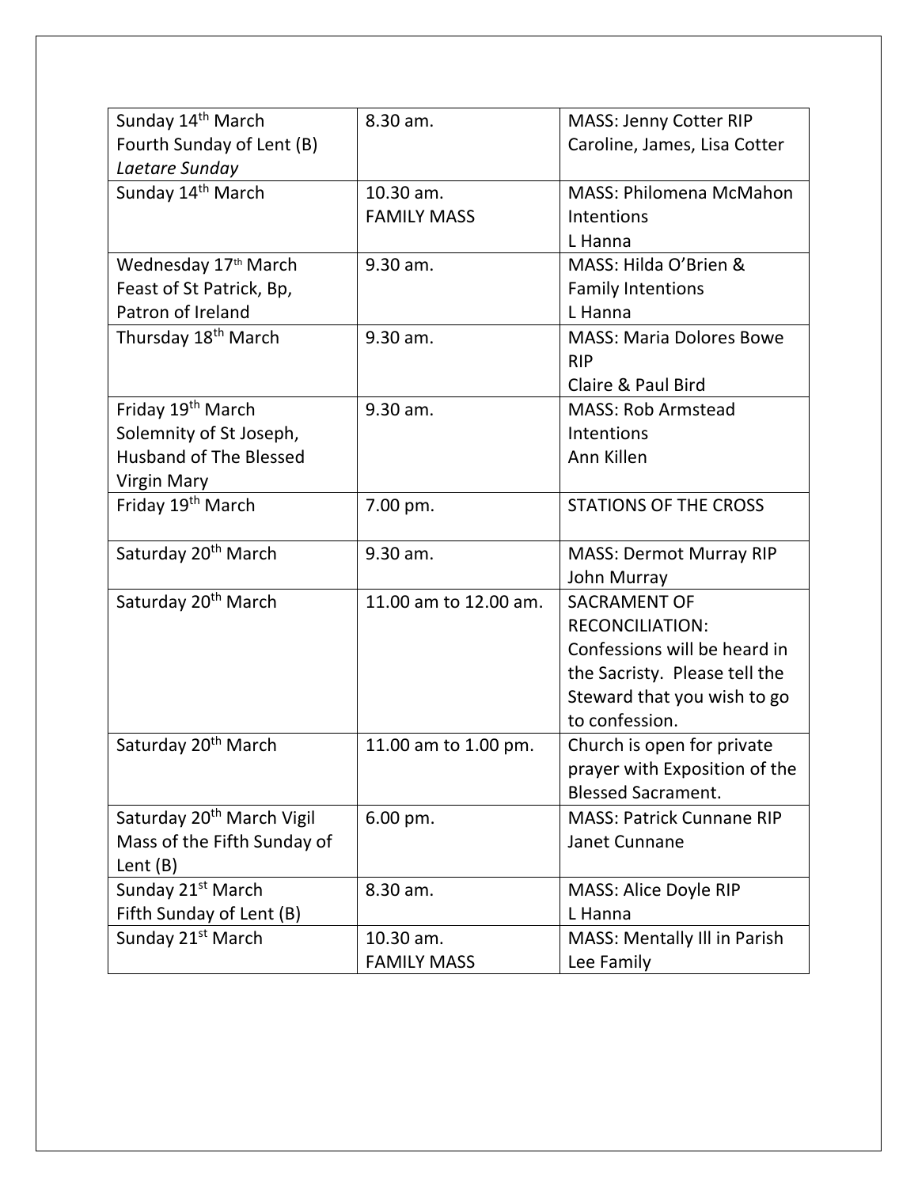| | | |
|---|---|---|
| Sunday 14th March<br>Fourth Sunday of Lent (B)<br>*Laetare Sunday* | 8.30 am. | MASS: Jenny Cotter RIP<br>Caroline, James, Lisa Cotter |
| Sunday 14th March | 10.30 am.<br>FAMILY MASS | MASS: Philomena McMahon Intentions<br>L Hanna |
| Wednesday 17th March<br>Feast of St Patrick, Bp, Patron of Ireland | 9.30 am. | MASS: Hilda O'Brien & Family Intentions<br>L Hanna |
| Thursday 18th March | 9.30 am. | MASS: Maria Dolores Bowe RIP<br>Claire & Paul Bird |
| Friday 19th March<br>Solemnity of St Joseph, Husband of The Blessed Virgin Mary | 9.30 am. | MASS: Rob Armstead Intentions<br>Ann Killen |
| Friday 19th March | 7.00 pm. | STATIONS OF THE CROSS |
| Saturday 20th March | 9.30 am. | MASS: Dermot Murray RIP<br>John Murray |
| Saturday 20th March | 11.00 am to 12.00 am. | SACRAMENT OF RECONCILIATION: Confessions will be heard in the Sacristy. Please tell the Steward that you wish to go to confession. |
| Saturday 20th March | 11.00 am to 1.00 pm. | Church is open for private prayer with Exposition of the Blessed Sacrament. |
| Saturday 20th March Vigil Mass of the Fifth Sunday of Lent (B) | 6.00 pm. | MASS: Patrick Cunnane RIP<br>Janet Cunnane |
| Sunday 21st March<br>Fifth Sunday of Lent (B) | 8.30 am. | MASS: Alice Doyle RIP<br>L Hanna |
| Sunday 21st March | 10.30 am.<br>FAMILY MASS | MASS: Mentally Ill in Parish<br>Lee Family |